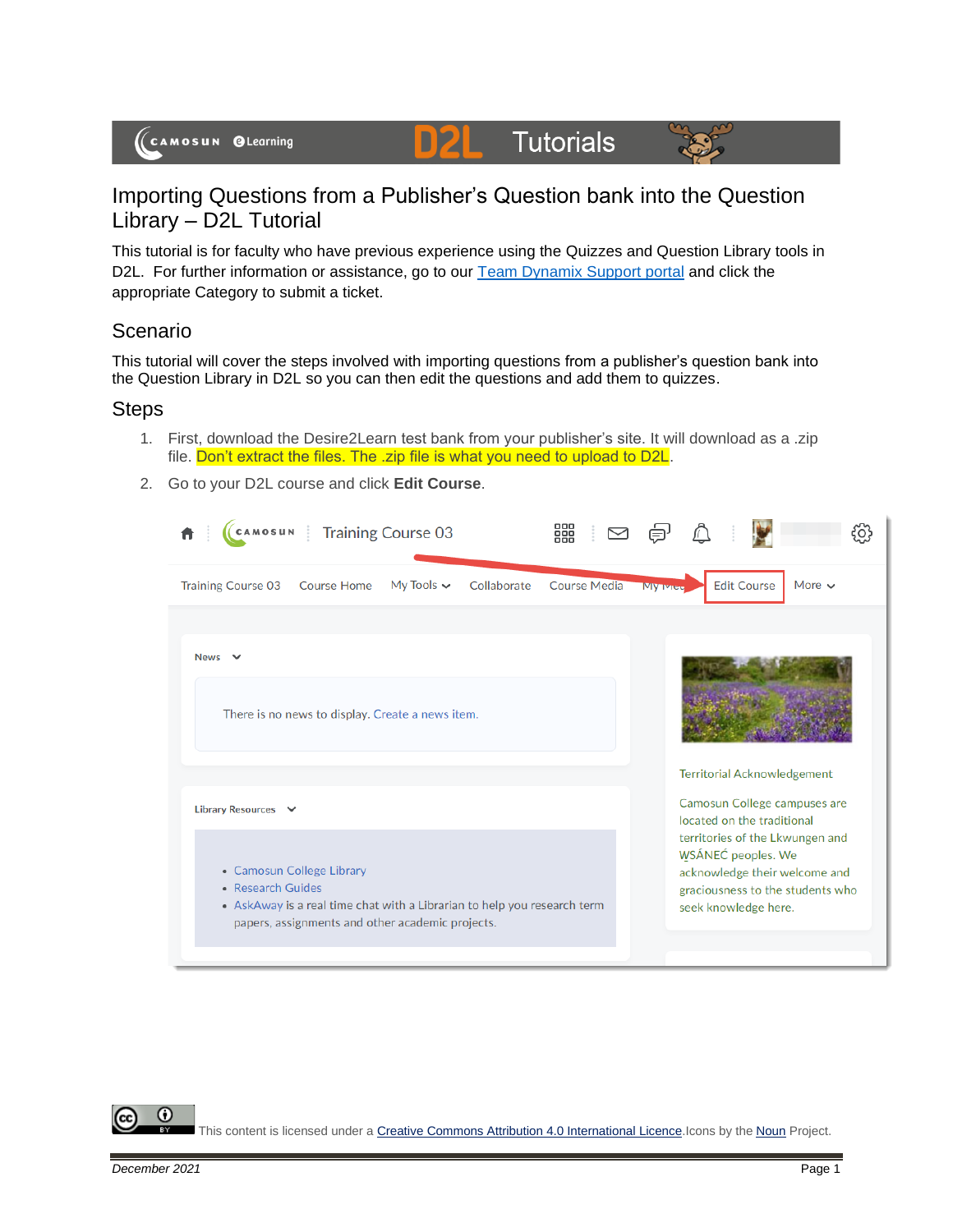# Importing Questions from a Publisher's Question bank into the Question Library – D2L Tutorial

This tutorial is for faculty who have previous experience using the Quizzes and Question Library tools in D2L. For further information or assistance, go to our Team Dynamix Support portal and click the appropriate Category to submit a ticket.

## Scenario

This tutorial will cover the steps involved with importing questions from a publisher's question bank into the Question Library in D2L so you can then edit the questions and add them to quizzes.

## Steps

1. First, download the Desire2Learn test bank from your publisher's site. It will download as a .zip file. Don't extract the files. The .zip file is what you need to upload to D2L.
2. Go to your D2L course and click **Edit Course**.

This content is licensed under a Creative Commons Attribution 4.0 International Licence. Icons by the Noun Project.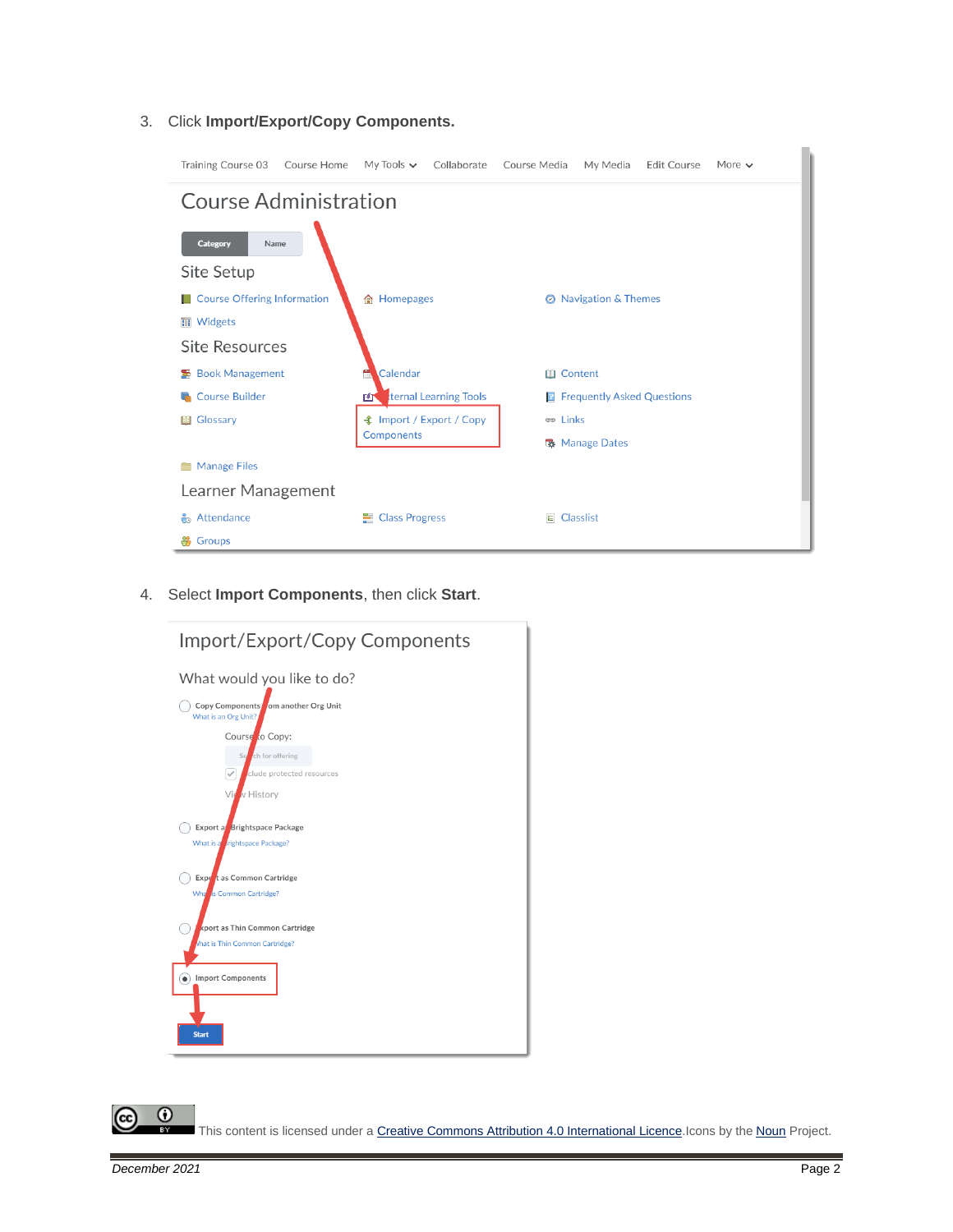3. Click **Import/Export/Copy Components.**

Training Course 03 | Course Home | My Tools | Collaborate | Course Media | My Media | Edit Course | More

Course Administration

Category | Name

Site Setup

Course Offering Information | Homepages | Navigation & Themes

Widgets

Site Resources

Book Management | Calendar | Content

Course Builder | External Learning Tools | Frequently Asked Questions

Glossary | Import / Export / Copy Components | Links

Manage Dates

Manage Files

Learner Management

Attendance | Class Progress | Classlist

Groups

4. Select **Import Components**, then click **Start**.

Import/Export/Copy Components

What would you like to do?

- Copy Components from another Org Unit
  What is an Org Unit?
  Course to Copy:
  Search for offering
  Include protected resources
  View History
- Export as Brightspace Package
  What is a Brightspace Package?
- Export as Common Cartridge
  What is Common Cartridge?
- Export as Thin Common Cartridge
  What is Thin Common Cartridge?
- Import Components

Start

This content is licensed under a [Creative Commons Attribution 4.0 International Licence](). Icons by the [Noun]() Project.

*December 2021*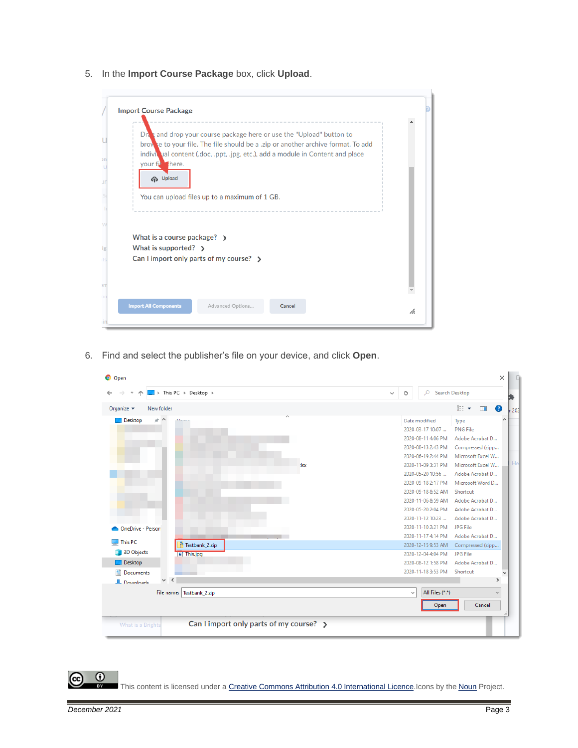5. In the **Import Course Package** box, click **Upload**.

6. Find and select the publisher's file on your device, and click **Open**.

This content is licensed under a [Creative Commons Attribution 4.0 International Licence](). Icons by the [Noun]() Project.

*December 2021*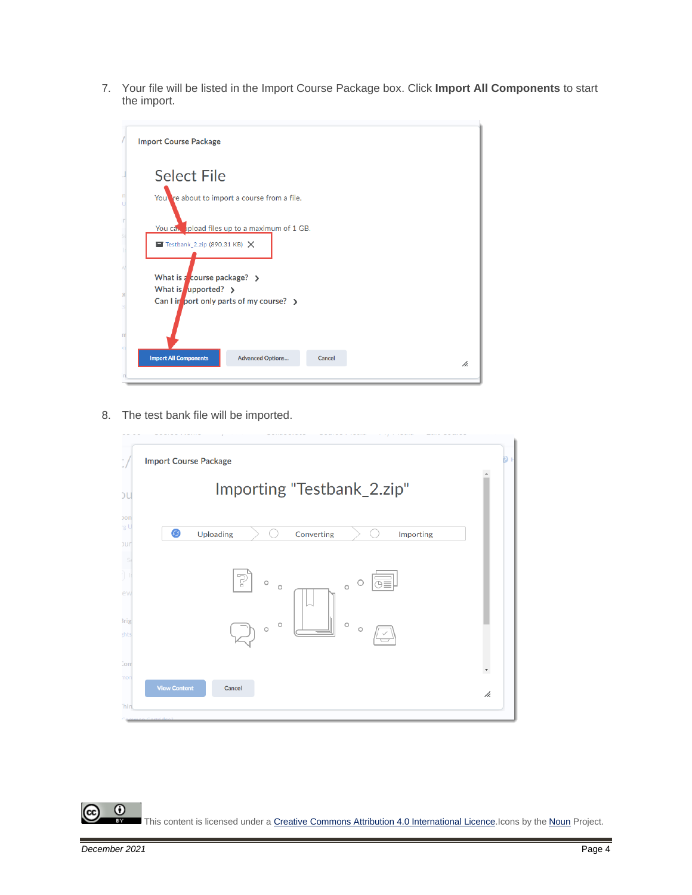7. Your file will be listed in the Import Course Package box. Click **Import All Components** to start the import.

8. The test bank file will be imported.

This content is licensed under a Creative Commons Attribution 4.0 International Licence.Icons by the Noun Project.

*December 2021*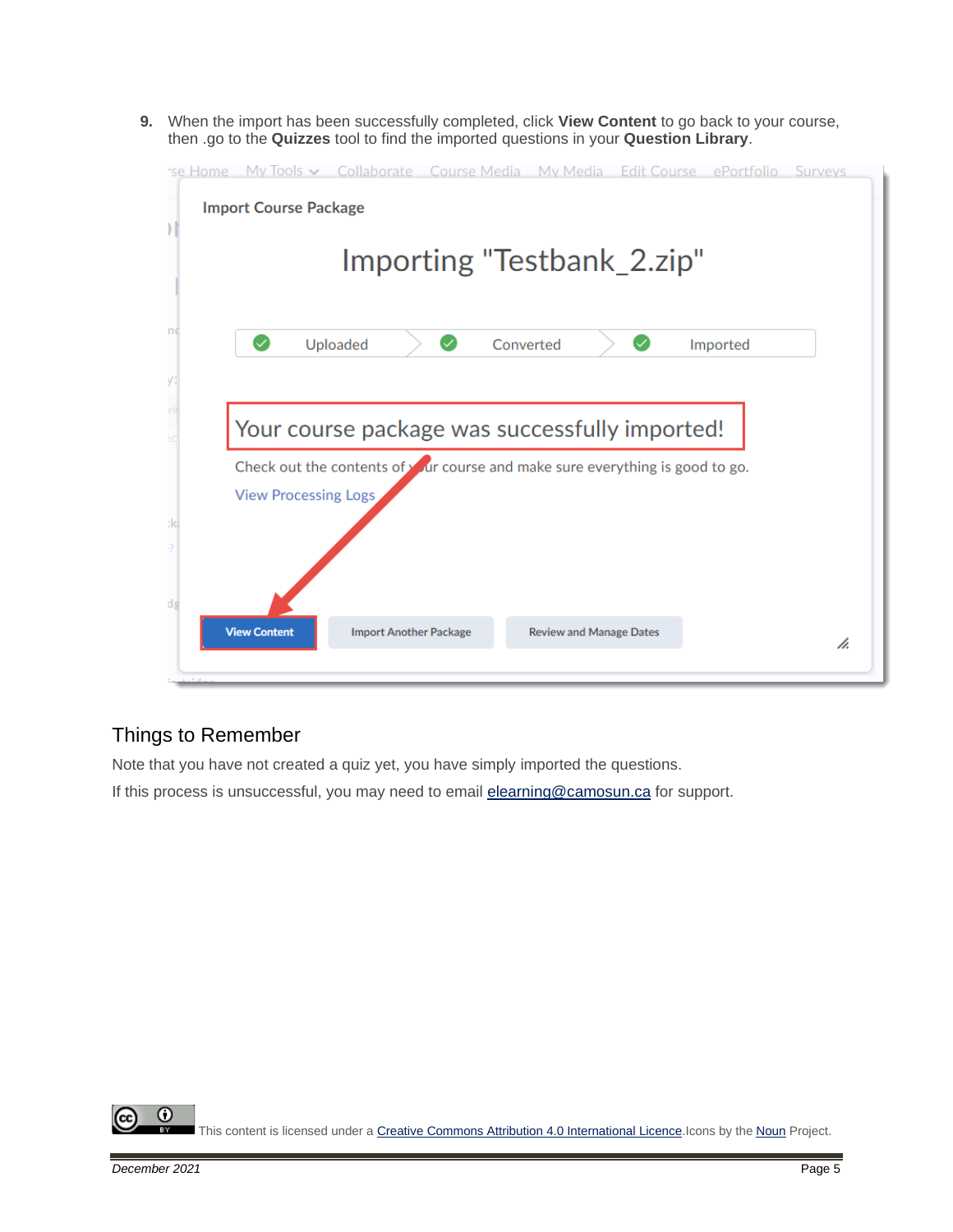9. When the import has been successfully completed, click **View Content** to go back to your course, then .go to the **Quizzes** tool to find the imported questions in your **Question Library**.

## Things to Remember

Note that you have not created a quiz yet, you have simply imported the questions.

If this process is unsuccessful, you may need to email elearning@camosun.ca for support.

This content is licensed under a Creative Commons Attribution 4.0 International Licence.Icons by the Noun Project.